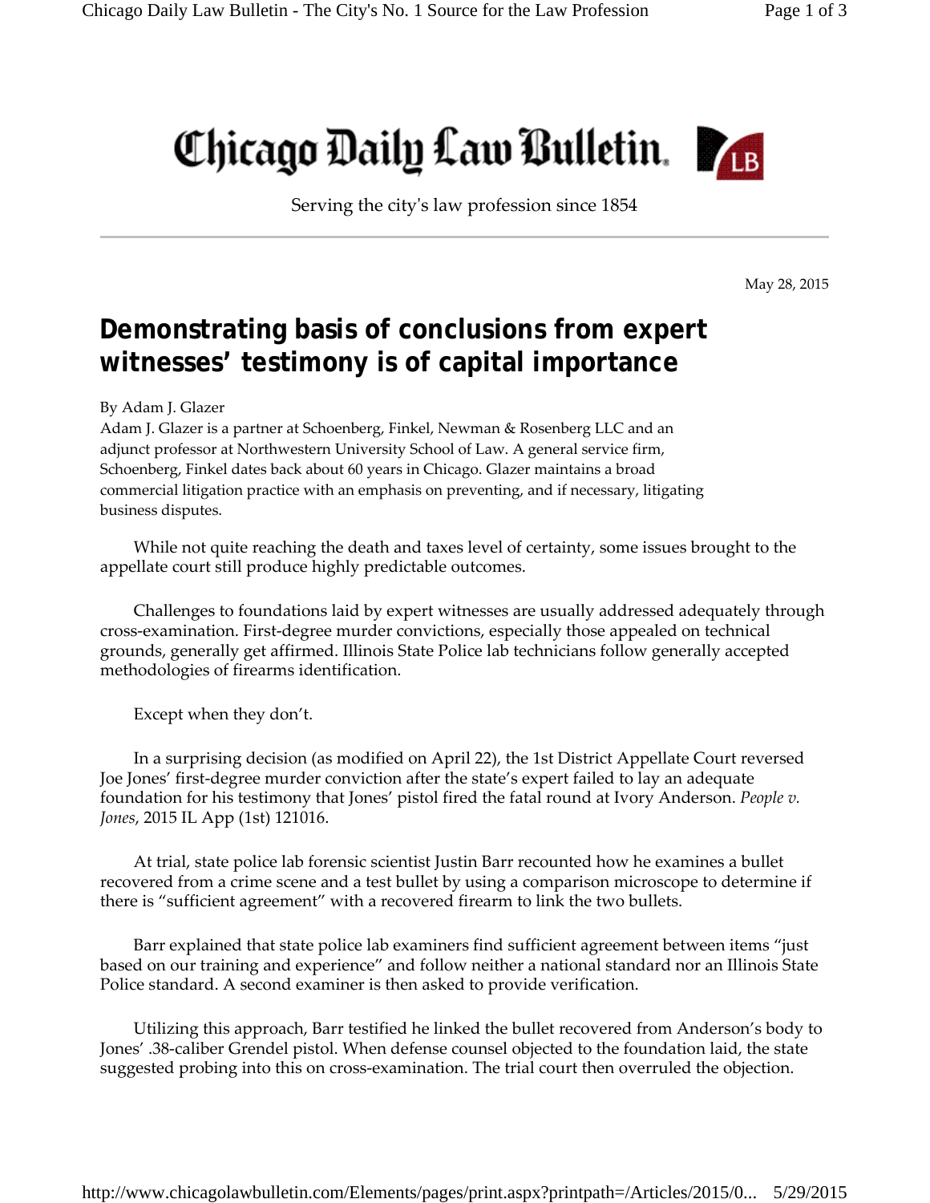# Chicago Daily Law Bulletin

Serving the city's law profession since 1854

May 28, 2015

## Demonstrating basis of conclusions from expert witnesses' testimony is of capital importance

By Adam J. Glazer

Adam J. Glazer is a partner at Schoenberg, Finkel, Newman & Rosenberg LLC and an adjunct professor at Northwestern University School of Law. A general service firm, Schoenberg, Finkel dates back about 60 years in Chicago. Glazer maintains a broad commercial litigation practice with an emphasis on preventing, and if necessary, litigating business disputes.

While not quite reaching the death and taxes level of certainty, some issues brought to the appellate court still produce highly predictable outcomes.

Challenges to foundations laid by expert witnesses are usually addressed adequately through cross-examination. First-degree murder convictions, especially those appealed on technical grounds, generally get affirmed. Illinois State Police lab technicians follow generally accepted methodologies of firearms identification.

Except when they don't.

In a surprising decision (as modified on April 22), the 1st District Appellate Court reversed Joe Jones' first-degree murder conviction after the state's expert failed to lay an adequate foundation for his testimony that Jones' pistol fired the fatal round at Ivory Anderson. *People v. Jones*, 2015 IL App (1st) 121016.

At trial, state police lab forensic scientist Justin Barr recounted how he examines a bullet recovered from a crime scene and a test bullet by using a comparison microscope to determine if there is "sufficient agreement" with a recovered firearm to link the two bullets.

Barr explained that state police lab examiners find sufficient agreement between items "just based on our training and experience" and follow neither a national standard nor an Illinois State Police standard. A second examiner is then asked to provide verification.

Utilizing this approach, Barr testified he linked the bullet recovered from Anderson's body to Jones' .38-caliber Grendel pistol. When defense counsel objected to the foundation laid, the state suggested probing into this on cross-examination. The trial court then overruled the objection.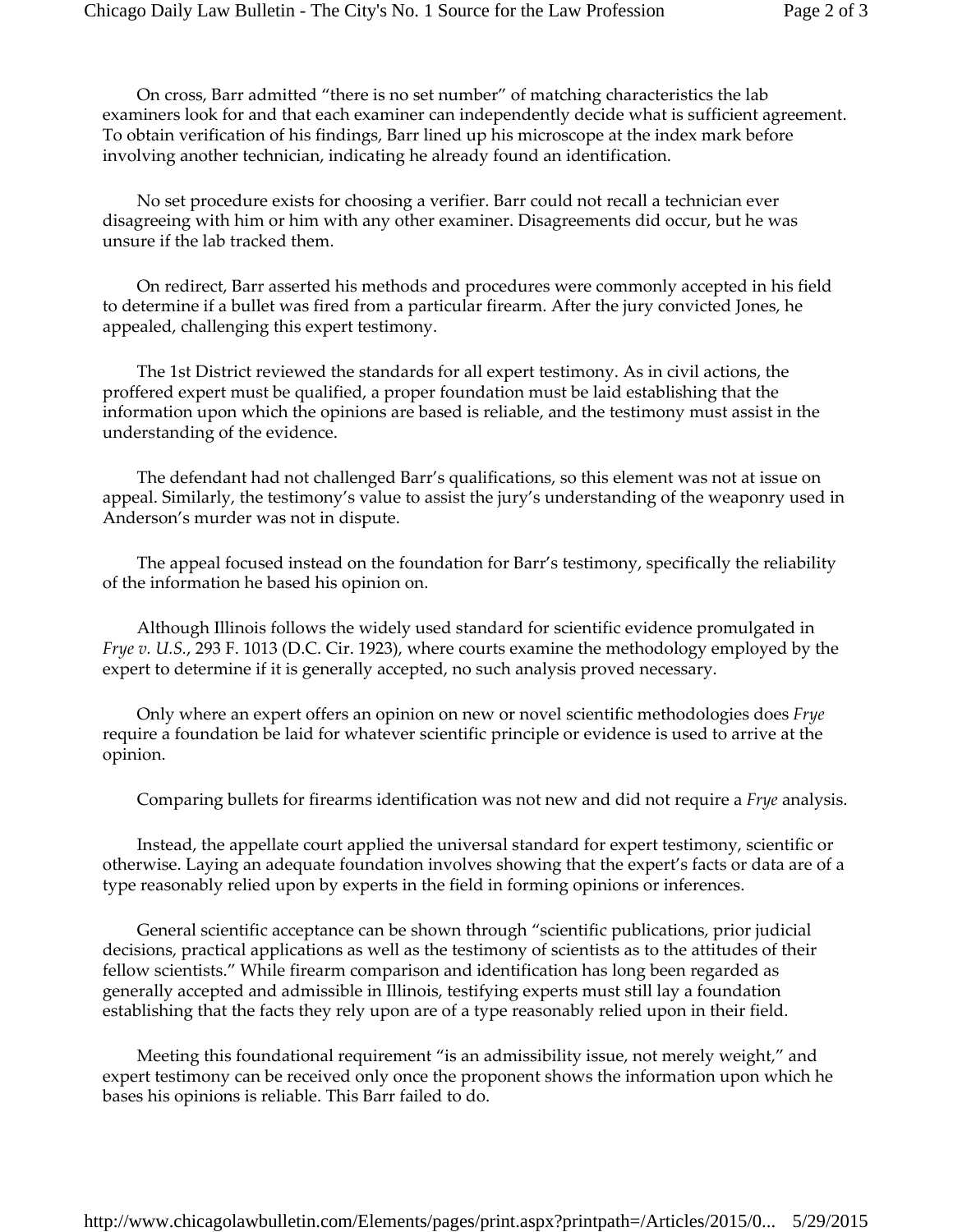On cross, Barr admitted “there is no set number” of matching characteristics the lab examiners look for and that each examiner can independently decide what is sufficient agreement. To obtain verification of his findings, Barr lined up his microscope at the index mark before involving another technician, indicating he already found an identification.

No set procedure exists for choosing a verifier. Barr could not recall a technician ever disagreeing with him or him with any other examiner. Disagreements did occur, but he was unsure if the lab tracked them.

On redirect, Barr asserted his methods and procedures were commonly accepted in his field to determine if a bullet was fired from a particular firearm. After the jury convicted Jones, he appealed, challenging this expert testimony.

The 1st District reviewed the standards for all expert testimony. As in civil actions, the proffered expert must be qualified, a proper foundation must be laid establishing that the information upon which the opinions are based is reliable, and the testimony must assist in the understanding of the evidence.

The defendant had not challenged Barr’s qualifications, so this element was not at issue on appeal. Similarly, the testimony’s value to assist the jury’s understanding of the weaponry used in Anderson’s murder was not in dispute.

The appeal focused instead on the foundation for Barr’s testimony, specifically the reliability of the information he based his opinion on.

Although Illinois follows the widely used standard for scientific evidence promulgated in *Frye v. U.S.*, 293 F. 1013 (D.C. Cir. 1923), where courts examine the methodology employed by the expert to determine if it is generally accepted, no such analysis proved necessary.

Only where an expert offers an opinion on new or novel scientific methodologies does *Frye* require a foundation be laid for whatever scientific principle or evidence is used to arrive at the opinion.

Comparing bullets for firearms identification was not new and did not require a *Frye* analysis.

Instead, the appellate court applied the universal standard for expert testimony, scientific or otherwise. Laying an adequate foundation involves showing that the expert’s facts or data are of a type reasonably relied upon by experts in the field in forming opinions or inferences.

General scientific acceptance can be shown through “scientific publications, prior judicial decisions, practical applications as well as the testimony of scientists as to the attitudes of their fellow scientists.” While firearm comparison and identification has long been regarded as generally accepted and admissible in Illinois, testifying experts must still lay a foundation establishing that the facts they rely upon are of a type reasonably relied upon in their field.

Meeting this foundational requirement “is an admissibility issue, not merely weight,” and expert testimony can be received only once the proponent shows the information upon which he bases his opinions is reliable. This Barr failed to do.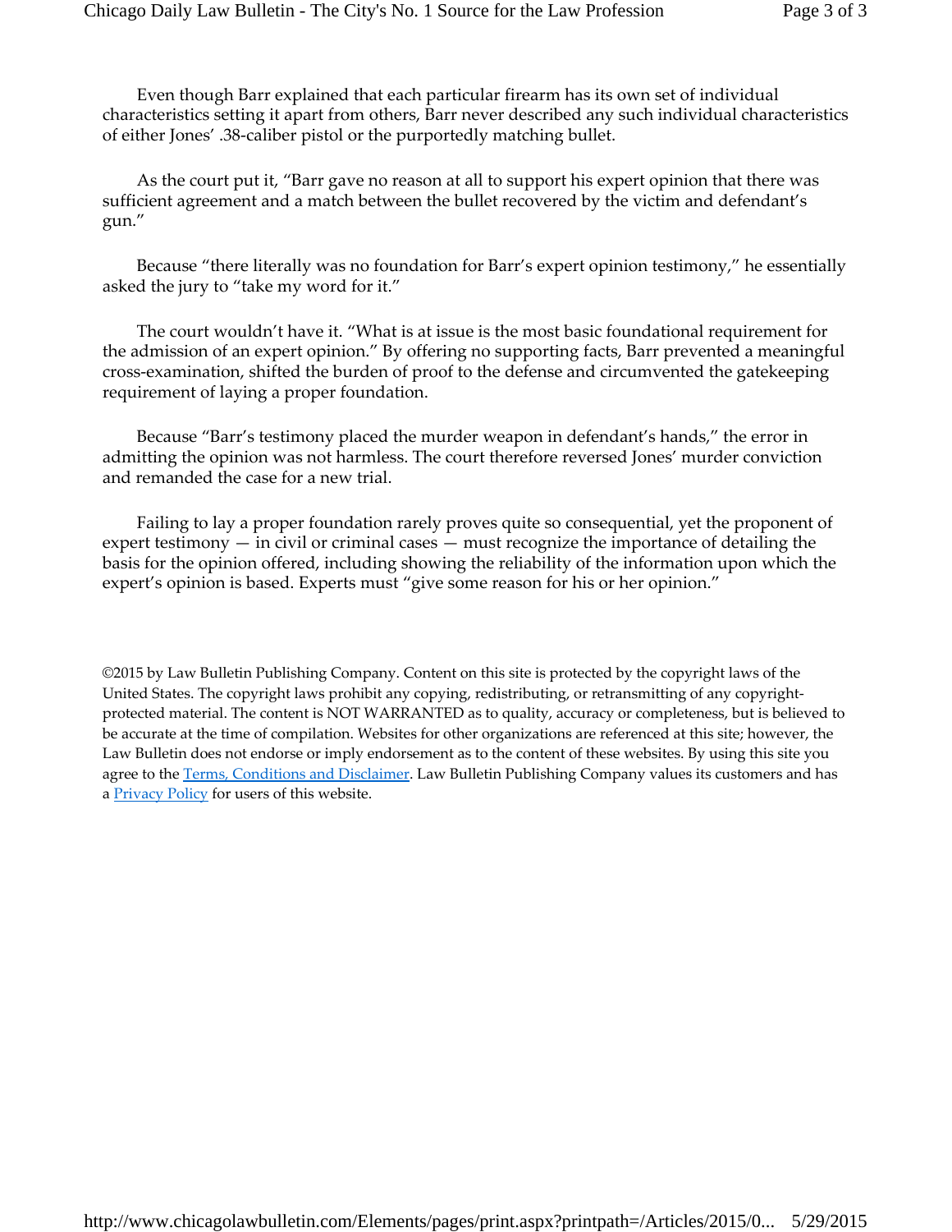Even though Barr explained that each particular firearm has its own set of individual characteristics setting it apart from others, Barr never described any such individual characteristics of either Jones' .38-caliber pistol or the purportedly matching bullet.

As the court put it, "Barr gave no reason at all to support his expert opinion that there was sufficient agreement and a match between the bullet recovered by the victim and defendant's gun."

Because "there literally was no foundation for Barr's expert opinion testimony," he essentially asked the jury to "take my word for it."

The court wouldn't have it. "What is at issue is the most basic foundational requirement for the admission of an expert opinion." By offering no supporting facts, Barr prevented a meaningful cross-examination, shifted the burden of proof to the defense and circumvented the gatekeeping requirement of laying a proper foundation.

Because "Barr's testimony placed the murder weapon in defendant's hands," the error in admitting the opinion was not harmless. The court therefore reversed Jones' murder conviction and remanded the case for a new trial.

Failing to lay a proper foundation rarely proves quite so consequential, yet the proponent of expert testimony — in civil or criminal cases — must recognize the importance of detailing the basis for the opinion offered, including showing the reliability of the information upon which the expert's opinion is based. Experts must "give some reason for his or her opinion."

©2015 by Law Bulletin Publishing Company. Content on this site is protected by the copyright laws of the United States. The copyright laws prohibit any copying, redistributing, or retransmitting of any copyright-protected material. The content is NOT WARRANTED as to quality, accuracy or completeness, but is believed to be accurate at the time of compilation. Websites for other organizations are referenced at this site; however, the Law Bulletin does not endorse or imply endorsement as to the content of these websites. By using this site you agree to the Terms, Conditions and Disclaimer. Law Bulletin Publishing Company values its customers and has a Privacy Policy for users of this website.